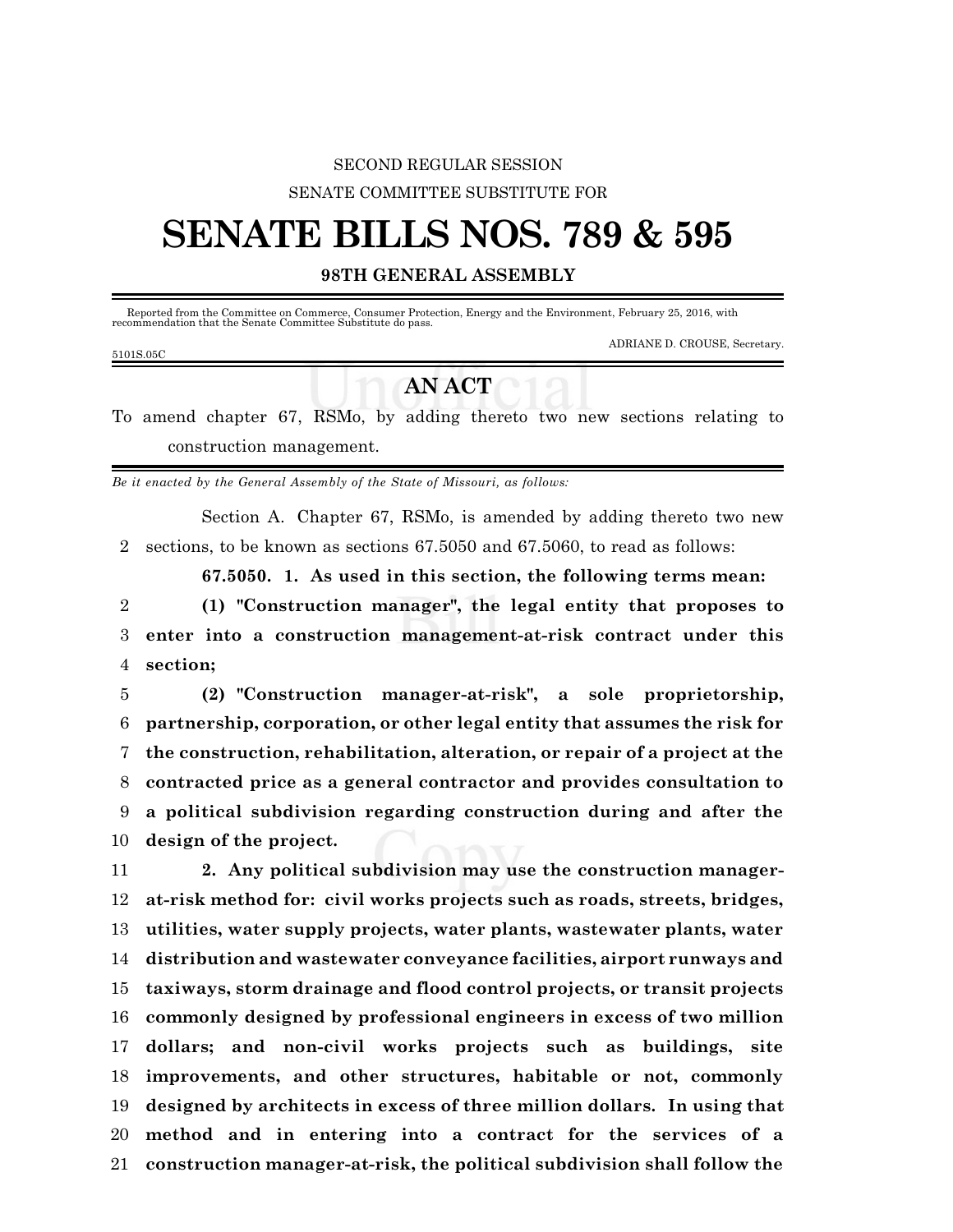SECOND REGULAR SESSION

SENATE COMMITTEE SUBSTITUTE FOR

# SENATE BILLS NOS. 789 & 595

**98TH GENERAL ASSEMBLY**

Reported from the Committee on Commerce, Consumer Protection, Energy and the Environment, February 25, 2016, with recommendation that the Senate Committee Substitute do pass.

ADRIANE D. CROUSE, Secretary.

5101S.05C

## AN ACT

To amend chapter 67, RSMo, by adding thereto two new sections relating to construction management.

*Be it enacted by the General Assembly of the State of Missouri, as follows:*

Section A. Chapter 67, RSMo, is amended by adding thereto two new
2 sections, to be known as sections 67.5050 and 67.5060, to read as follows:

**67.5050. 1. As used in this section, the following terms mean:**

2 **(1) "Construction manager", the legal entity that proposes to**
3 **enter into a construction management-at-risk contract under this**
4 **section;**
5 **(2) "Construction manager-at-risk", a sole proprietorship,**
6 **partnership, corporation, or other legal entity that assumes the risk for**
7 **the construction, rehabilitation, alteration, or repair of a project at the**
8 **contracted price as a general contractor and provides consultation to**
9 **a political subdivision regarding construction during and after the**
10 **design of the project.**
11 **2. Any political subdivision may use the construction manager-**
12 **at-risk method for: civil works projects such as roads, streets, bridges,**
13 **utilities, water supply projects, water plants, wastewater plants, water**
14 **distribution and wastewater conveyance facilities, airport runways and**
15 **taxiways, storm drainage and flood control projects, or transit projects**
16 **commonly designed by professional engineers in excess of two million**
17 **dollars; and non-civil works projects such as buildings, site**
18 **improvements, and other structures, habitable or not, commonly**
19 **designed by architects in excess of three million dollars. In using that**
20 **method and in entering into a contract for the services of a**
21 **construction manager-at-risk, the political subdivision shall follow the**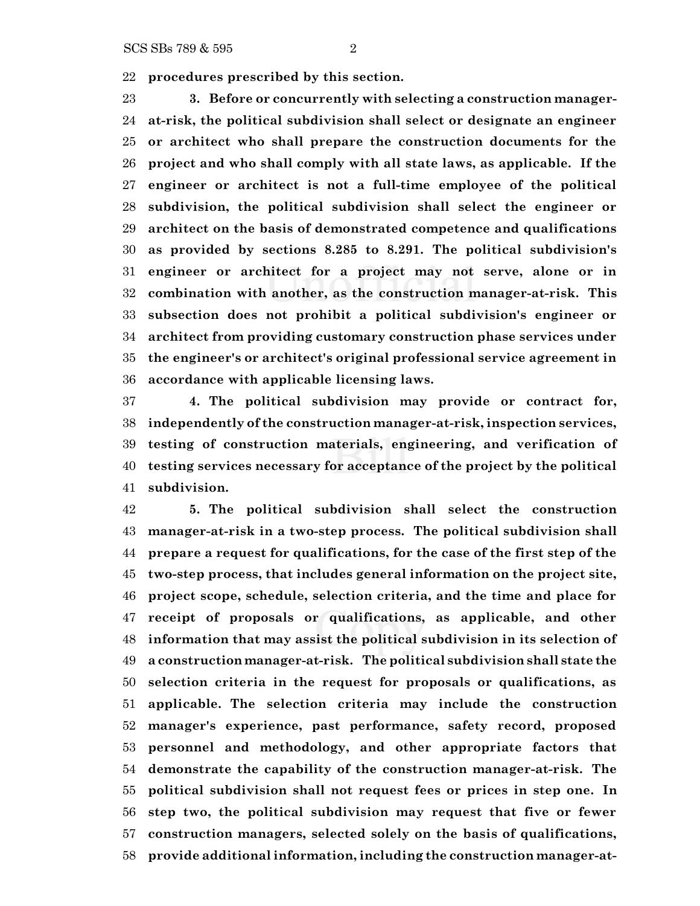**procedures prescribed by this section.**

**3. Before or concurrently with selecting a construction manager-at-risk, the political subdivision shall select or designate an engineer or architect who shall prepare the construction documents for the project and who shall comply with all state laws, as applicable. If the engineer or architect is not a full-time employee of the political subdivision, the political subdivision shall select the engineer or architect on the basis of demonstrated competence and qualifications as provided by sections 8.285 to 8.291. The political subdivision's engineer or architect for a project may not serve, alone or in combination with another, as the construction manager-at-risk. This subsection does not prohibit a political subdivision's engineer or architect from providing customary construction phase services under the engineer's or architect's original professional service agreement in accordance with applicable licensing laws.**

**4. The political subdivision may provide or contract for, independently of the construction manager-at-risk, inspection services, testing of construction materials, engineering, and verification of testing services necessary for acceptance of the project by the political subdivision.**

**5. The political subdivision shall select the construction manager-at-risk in a two-step process. The political subdivision shall prepare a request for qualifications, for the case of the first step of the two-step process, that includes general information on the project site, project scope, schedule, selection criteria, and the time and place for receipt of proposals or qualifications, as applicable, and other information that may assist the political subdivision in its selection of a construction manager-at-risk. The political subdivision shall state the selection criteria in the request for proposals or qualifications, as applicable. The selection criteria may include the construction manager's experience, past performance, safety record, proposed personnel and methodology, and other appropriate factors that demonstrate the capability of the construction manager-at-risk. The political subdivision shall not request fees or prices in step one. In step two, the political subdivision may request that five or fewer construction managers, selected solely on the basis of qualifications, provide additional information, including the construction manager-at-**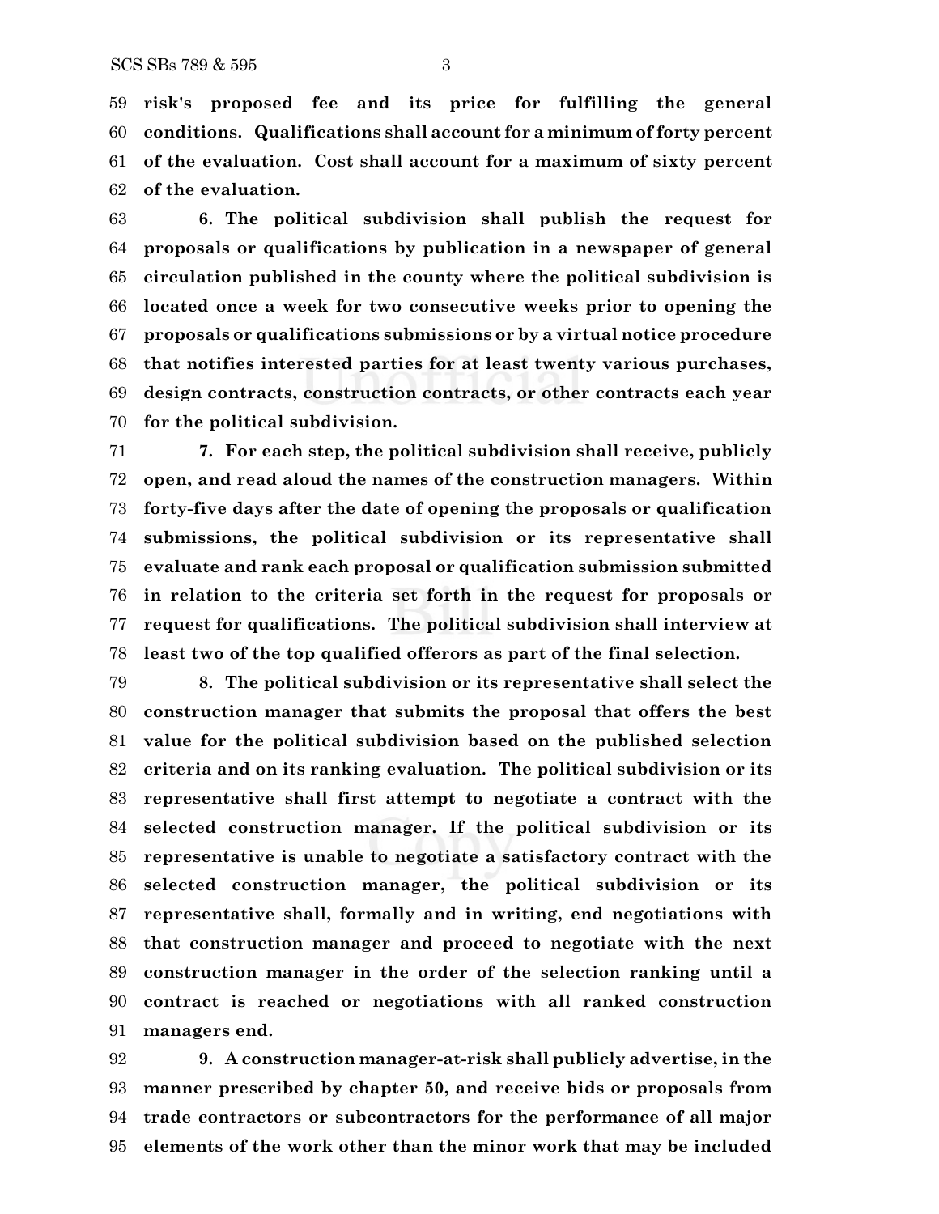59 **risk's proposed fee and its price for fulfilling the general**
60 **conditions. Qualifications shall account for a minimum of forty percent**
61 **of the evaluation. Cost shall account for a maximum of sixty percent**
62 **of the evaluation.**

63 **6. The political subdivision shall publish the request for**
64 **proposals or qualifications by publication in a newspaper of general**
65 **circulation published in the county where the political subdivision is**
66 **located once a week for two consecutive weeks prior to opening the**
67 **proposals or qualifications submissions or by a virtual notice procedure**
68 **that notifies interested parties for at least twenty various purchases,**
69 **design contracts, construction contracts, or other contracts each year**
70 **for the political subdivision.**

71 **7. For each step, the political subdivision shall receive, publicly**
72 **open, and read aloud the names of the construction managers. Within**
73 **forty-five days after the date of opening the proposals or qualification**
74 **submissions, the political subdivision or its representative shall**
75 **evaluate and rank each proposal or qualification submission submitted**
76 **in relation to the criteria set forth in the request for proposals or**
77 **request for qualifications. The political subdivision shall interview at**
78 **least two of the top qualified offerors as part of the final selection.**

79 **8. The political subdivision or its representative shall select the**
80 **construction manager that submits the proposal that offers the best**
81 **value for the political subdivision based on the published selection**
82 **criteria and on its ranking evaluation. The political subdivision or its**
83 **representative shall first attempt to negotiate a contract with the**
84 **selected construction manager. If the political subdivision or its**
85 **representative is unable to negotiate a satisfactory contract with the**
86 **selected construction manager, the political subdivision or its**
87 **representative shall, formally and in writing, end negotiations with**
88 **that construction manager and proceed to negotiate with the next**
89 **construction manager in the order of the selection ranking until a**
90 **contract is reached or negotiations with all ranked construction**
91 **managers end.**

92 **9. A construction manager-at-risk shall publicly advertise, in the**
93 **manner prescribed by chapter 50, and receive bids or proposals from**
94 **trade contractors or subcontractors for the performance of all major**
95 **elements of the work other than the minor work that may be included**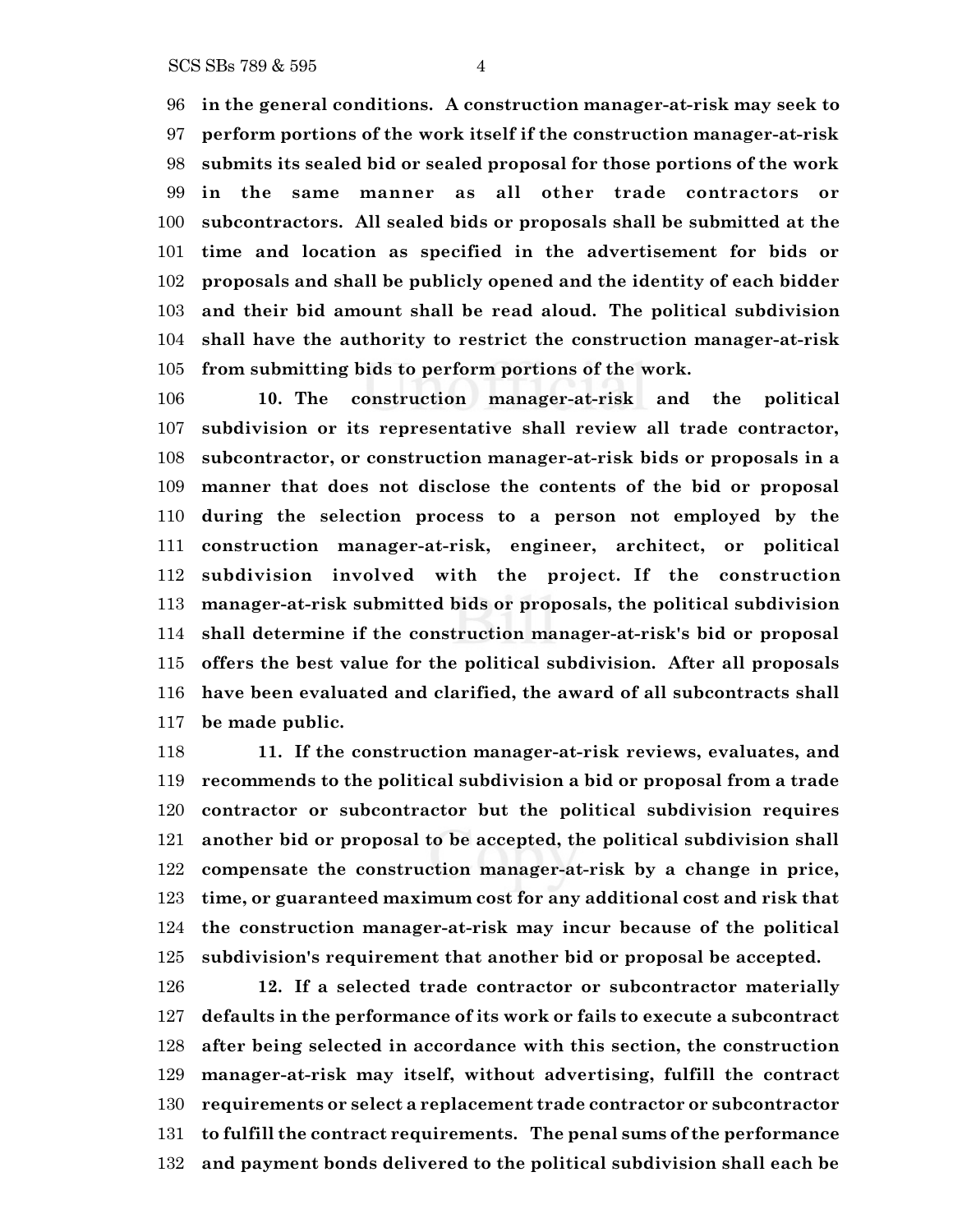**in the general conditions. A construction manager-at-risk may seek to perform portions of the work itself if the construction manager-at-risk submits its sealed bid or sealed proposal for those portions of the work in the same manner as all other trade contractors or subcontractors. All sealed bids or proposals shall be submitted at the time and location as specified in the advertisement for bids or proposals and shall be publicly opened and the identity of each bidder and their bid amount shall be read aloud. The political subdivision shall have the authority to restrict the construction manager-at-risk from submitting bids to perform portions of the work.**

**10. The construction manager-at-risk and the political subdivision or its representative shall review all trade contractor, subcontractor, or construction manager-at-risk bids or proposals in a manner that does not disclose the contents of the bid or proposal during the selection process to a person not employed by the construction manager-at-risk, engineer, architect, or political subdivision involved with the project. If the construction manager-at-risk submitted bids or proposals, the political subdivision shall determine if the construction manager-at-risk's bid or proposal offers the best value for the political subdivision. After all proposals have been evaluated and clarified, the award of all subcontracts shall be made public.**

**11. If the construction manager-at-risk reviews, evaluates, and recommends to the political subdivision a bid or proposal from a trade contractor or subcontractor but the political subdivision requires another bid or proposal to be accepted, the political subdivision shall compensate the construction manager-at-risk by a change in price, time, or guaranteed maximum cost for any additional cost and risk that the construction manager-at-risk may incur because of the political subdivision's requirement that another bid or proposal be accepted.**

**12. If a selected trade contractor or subcontractor materially defaults in the performance of its work or fails to execute a subcontract after being selected in accordance with this section, the construction manager-at-risk may itself, without advertising, fulfill the contract requirements or select a replacement trade contractor or subcontractor to fulfill the contract requirements. The penal sums of the performance and payment bonds delivered to the political subdivision shall each be**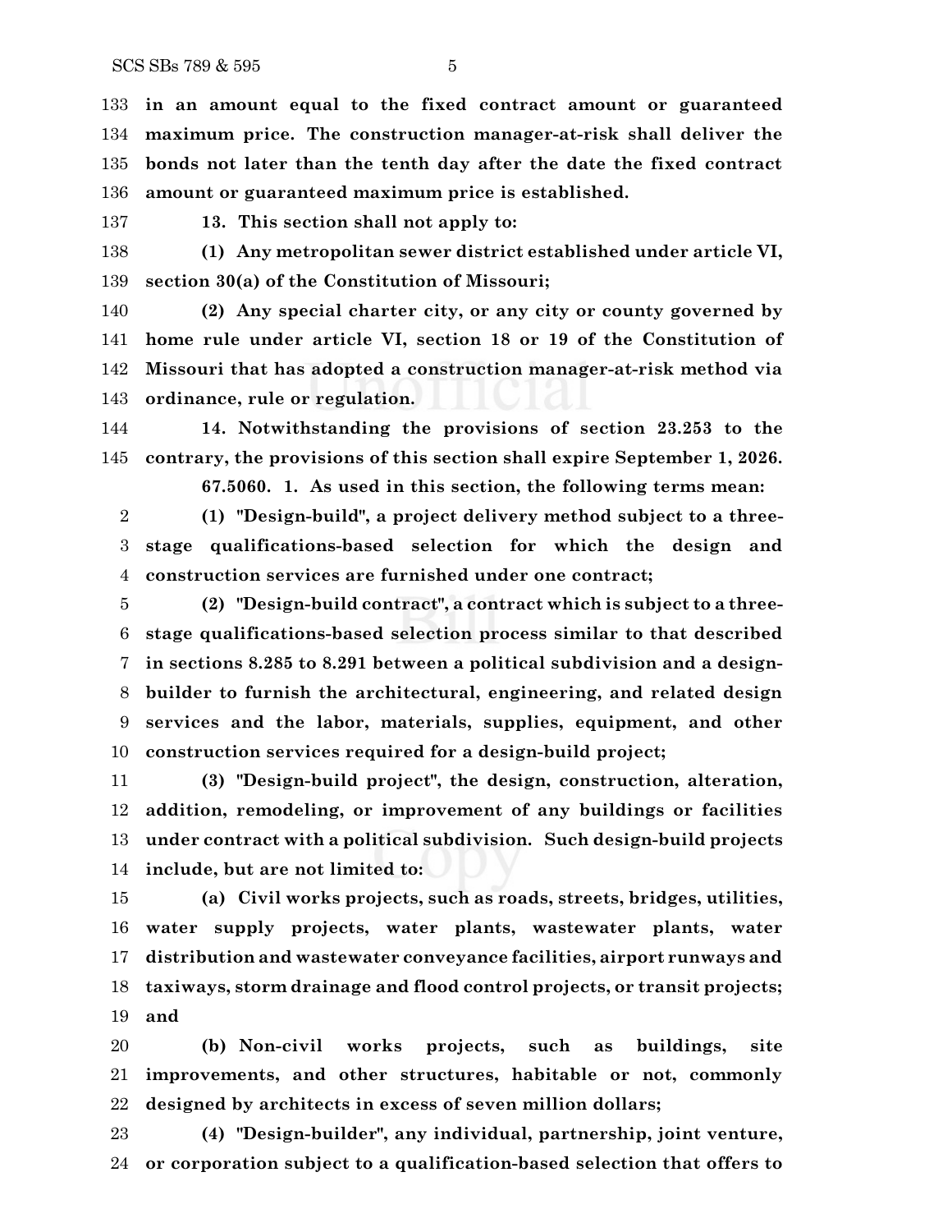**in an amount equal to the fixed contract amount or guaranteed maximum price. The construction manager-at-risk shall deliver the bonds not later than the tenth day after the date the fixed contract amount or guaranteed maximum price is established.**

**13. This section shall not apply to:**

**(1) Any metropolitan sewer district established under article VI, section 30(a) of the Constitution of Missouri;**

**(2) Any special charter city, or any city or county governed by home rule under article VI, section 18 or 19 of the Constitution of Missouri that has adopted a construction manager-at-risk method via ordinance, rule or regulation.**

**14. Notwithstanding the provisions of section 23.253 to the contrary, the provisions of this section shall expire September 1, 2026.**

**67.5060. 1. As used in this section, the following terms mean:**

**(1) "Design-build", a project delivery method subject to a three-stage qualifications-based selection for which the design and construction services are furnished under one contract;**

**(2) "Design-build contract", a contract which is subject to a three-stage qualifications-based selection process similar to that described in sections 8.285 to 8.291 between a political subdivision and a design-builder to furnish the architectural, engineering, and related design services and the labor, materials, supplies, equipment, and other construction services required for a design-build project;**

**(3) "Design-build project", the design, construction, alteration, addition, remodeling, or improvement of any buildings or facilities under contract with a political subdivision. Such design-build projects include, but are not limited to:**

**(a) Civil works projects, such as roads, streets, bridges, utilities, water supply projects, water plants, wastewater plants, water distribution and wastewater conveyance facilities, airport runways and taxiways, storm drainage and flood control projects, or transit projects; and**

**(b) Non-civil works projects, such as buildings, site improvements, and other structures, habitable or not, commonly designed by architects in excess of seven million dollars;**

**(4) "Design-builder", any individual, partnership, joint venture, or corporation subject to a qualification-based selection that offers to**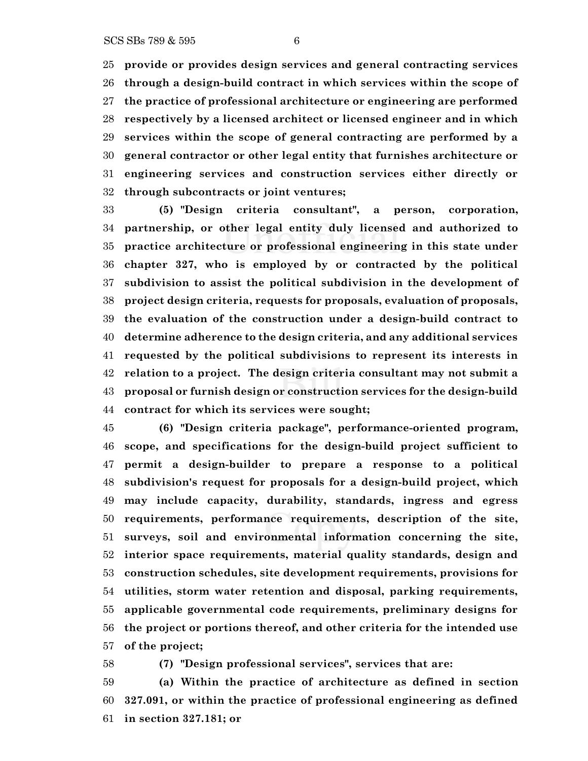**provide or provides design services and general contracting services through a design-build contract in which services within the scope of the practice of professional architecture or engineering are performed respectively by a licensed architect or licensed engineer and in which services within the scope of general contracting are performed by a general contractor or other legal entity that furnishes architecture or engineering services and construction services either directly or through subcontracts or joint ventures;**

**(5) "Design criteria consultant", a person, corporation, partnership, or other legal entity duly licensed and authorized to practice architecture or professional engineering in this state under chapter 327, who is employed by or contracted by the political subdivision to assist the political subdivision in the development of project design criteria, requests for proposals, evaluation of proposals, the evaluation of the construction under a design-build contract to determine adherence to the design criteria, and any additional services requested by the political subdivisions to represent its interests in relation to a project. The design criteria consultant may not submit a proposal or furnish design or construction services for the design-build contract for which its services were sought;**

**(6) "Design criteria package", performance-oriented program, scope, and specifications for the design-build project sufficient to permit a design-builder to prepare a response to a political subdivision's request for proposals for a design-build project, which may include capacity, durability, standards, ingress and egress requirements, performance requirements, description of the site, surveys, soil and environmental information concerning the site, interior space requirements, material quality standards, design and construction schedules, site development requirements, provisions for utilities, storm water retention and disposal, parking requirements, applicable governmental code requirements, preliminary designs for the project or portions thereof, and other criteria for the intended use of the project;**

**(7) "Design professional services", services that are:**

**(a) Within the practice of architecture as defined in section 327.091, or within the practice of professional engineering as defined in section 327.181; or**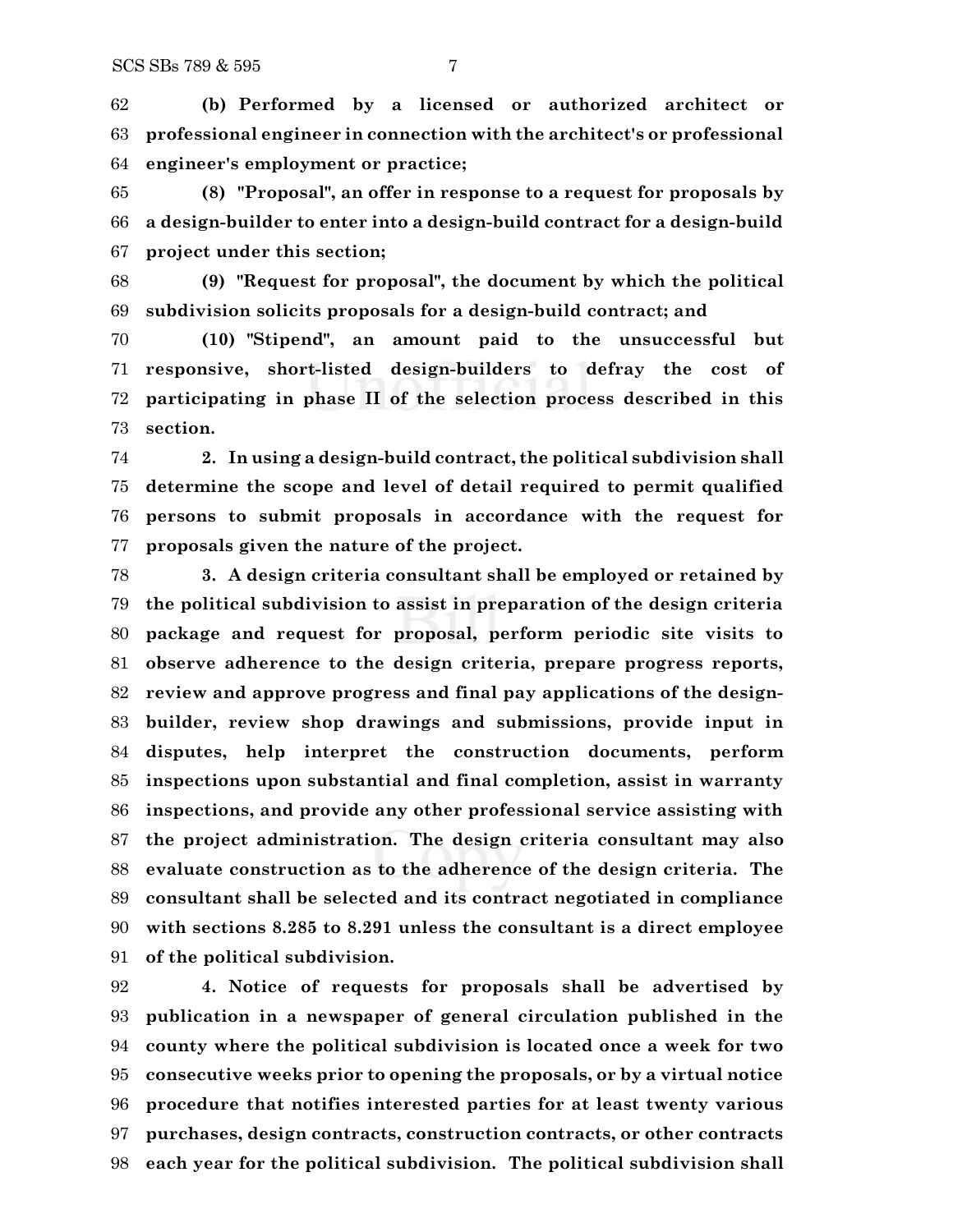**(b) Performed by a licensed or authorized architect or professional engineer in connection with the architect's or professional engineer's employment or practice;**

**(8) "Proposal", an offer in response to a request for proposals by a design-builder to enter into a design-build contract for a design-build project under this section;**

**(9) "Request for proposal", the document by which the political subdivision solicits proposals for a design-build contract; and**

**(10) "Stipend", an amount paid to the unsuccessful but responsive, short-listed design-builders to defray the cost of participating in phase II of the selection process described in this section.**

**2. In using a design-build contract, the political subdivision shall determine the scope and level of detail required to permit qualified persons to submit proposals in accordance with the request for proposals given the nature of the project.**

**3. A design criteria consultant shall be employed or retained by the political subdivision to assist in preparation of the design criteria package and request for proposal, perform periodic site visits to observe adherence to the design criteria, prepare progress reports, review and approve progress and final pay applications of the design-builder, review shop drawings and submissions, provide input in disputes, help interpret the construction documents, perform inspections upon substantial and final completion, assist in warranty inspections, and provide any other professional service assisting with the project administration. The design criteria consultant may also evaluate construction as to the adherence of the design criteria. The consultant shall be selected and its contract negotiated in compliance with sections 8.285 to 8.291 unless the consultant is a direct employee of the political subdivision.**

**4. Notice of requests for proposals shall be advertised by publication in a newspaper of general circulation published in the county where the political subdivision is located once a week for two consecutive weeks prior to opening the proposals, or by a virtual notice procedure that notifies interested parties for at least twenty various purchases, design contracts, construction contracts, or other contracts each year for the political subdivision. The political subdivision shall**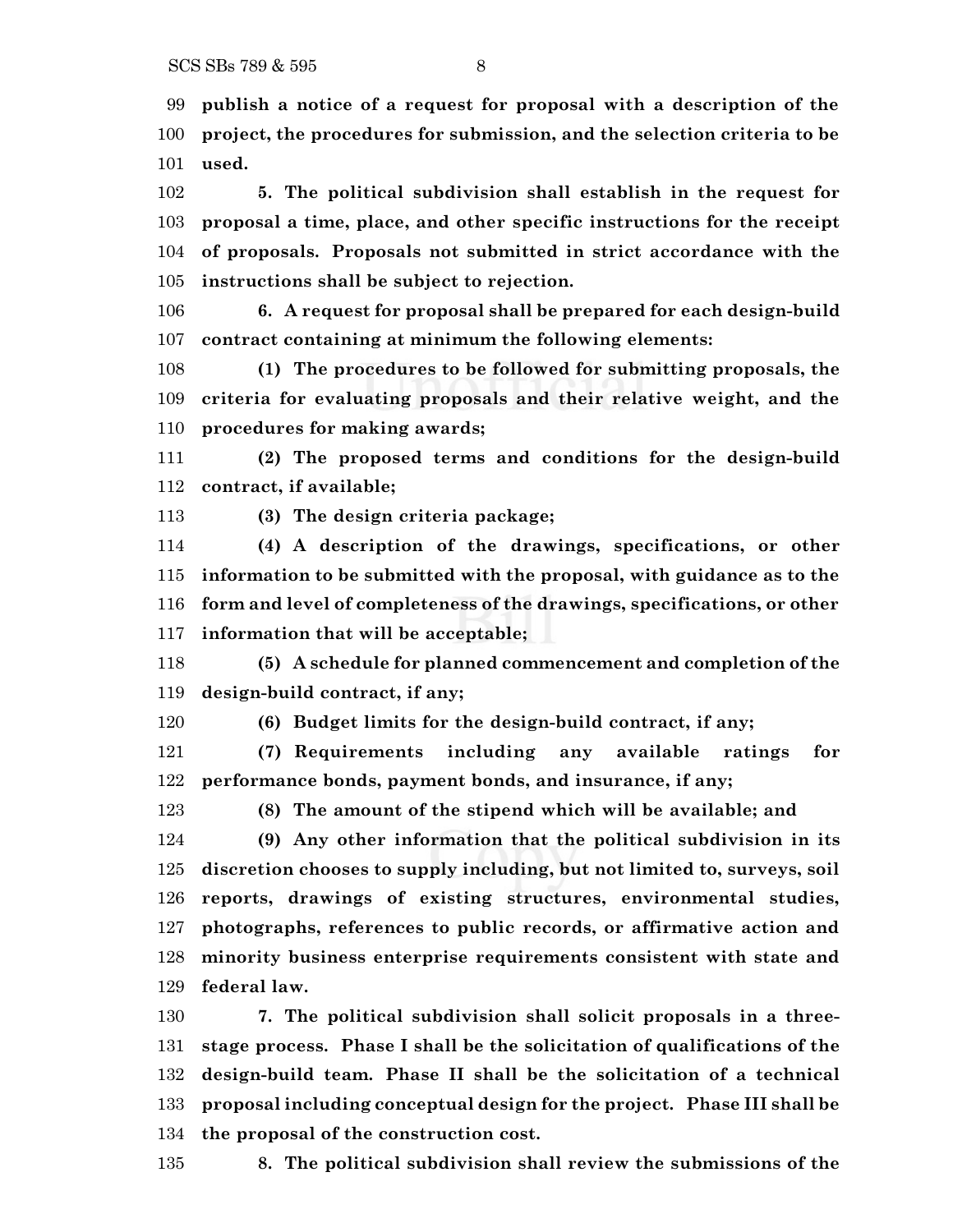**publish a notice of a request for proposal with a description of the project, the procedures for submission, and the selection criteria to be used.**

**5. The political subdivision shall establish in the request for proposal a time, place, and other specific instructions for the receipt of proposals. Proposals not submitted in strict accordance with the instructions shall be subject to rejection.**

**6. A request for proposal shall be prepared for each design-build contract containing at minimum the following elements:**

**(1) The procedures to be followed for submitting proposals, the criteria for evaluating proposals and their relative weight, and the procedures for making awards;**

**(2) The proposed terms and conditions for the design-build contract, if available;**

**(3) The design criteria package;**

**(4) A description of the drawings, specifications, or other information to be submitted with the proposal, with guidance as to the form and level of completeness of the drawings, specifications, or other information that will be acceptable;**

**(5) A schedule for planned commencement and completion of the design-build contract, if any;**

**(6) Budget limits for the design-build contract, if any;**

**(7) Requirements including any available ratings for performance bonds, payment bonds, and insurance, if any;**

**(8) The amount of the stipend which will be available; and**

**(9) Any other information that the political subdivision in its discretion chooses to supply including, but not limited to, surveys, soil reports, drawings of existing structures, environmental studies, photographs, references to public records, or affirmative action and minority business enterprise requirements consistent with state and federal law.**

**7. The political subdivision shall solicit proposals in a three-stage process. Phase I shall be the solicitation of qualifications of the design-build team. Phase II shall be the solicitation of a technical proposal including conceptual design for the project. Phase III shall be the proposal of the construction cost.**

**8. The political subdivision shall review the submissions of the**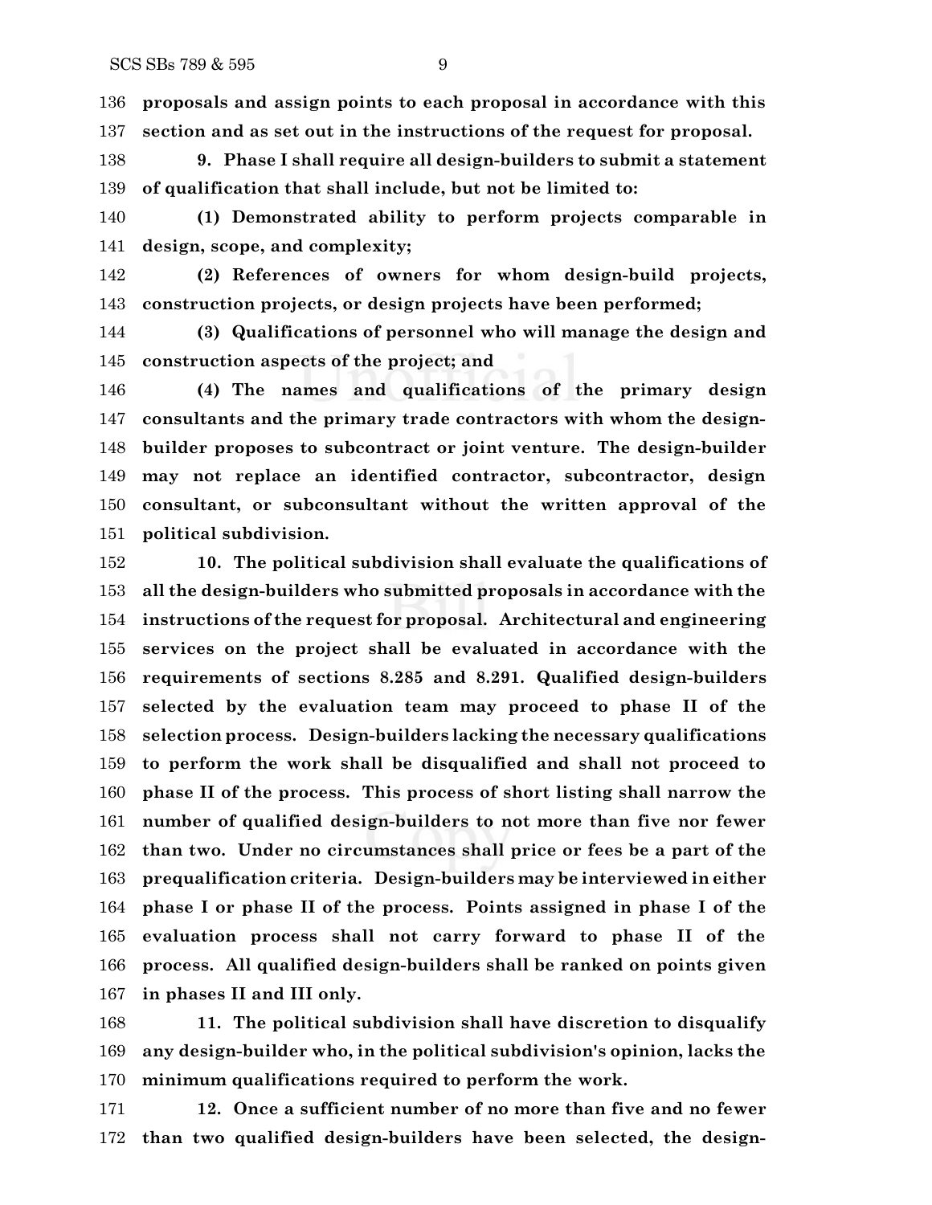**proposals and assign points to each proposal in accordance with this section and as set out in the instructions of the request for proposal.**

**9. Phase I shall require all design-builders to submit a statement of qualification that shall include, but not be limited to:**

**(1) Demonstrated ability to perform projects comparable in design, scope, and complexity;**

**(2) References of owners for whom design-build projects, construction projects, or design projects have been performed;**

**(3) Qualifications of personnel who will manage the design and construction aspects of the project; and**

**(4) The names and qualifications of the primary design consultants and the primary trade contractors with whom the design-builder proposes to subcontract or joint venture. The design-builder may not replace an identified contractor, subcontractor, design consultant, or subconsultant without the written approval of the political subdivision.**

**10. The political subdivision shall evaluate the qualifications of all the design-builders who submitted proposals in accordance with the instructions of the request for proposal. Architectural and engineering services on the project shall be evaluated in accordance with the requirements of sections 8.285 and 8.291. Qualified design-builders selected by the evaluation team may proceed to phase II of the selection process. Design-builders lacking the necessary qualifications to perform the work shall be disqualified and shall not proceed to phase II of the process. This process of short listing shall narrow the number of qualified design-builders to not more than five nor fewer than two. Under no circumstances shall price or fees be a part of the prequalification criteria. Design-builders may be interviewed in either phase I or phase II of the process. Points assigned in phase I of the evaluation process shall not carry forward to phase II of the process. All qualified design-builders shall be ranked on points given in phases II and III only.**

**11. The political subdivision shall have discretion to disqualify any design-builder who, in the political subdivision's opinion, lacks the minimum qualifications required to perform the work.**

**12. Once a sufficient number of no more than five and no fewer than two qualified design-builders have been selected, the design-**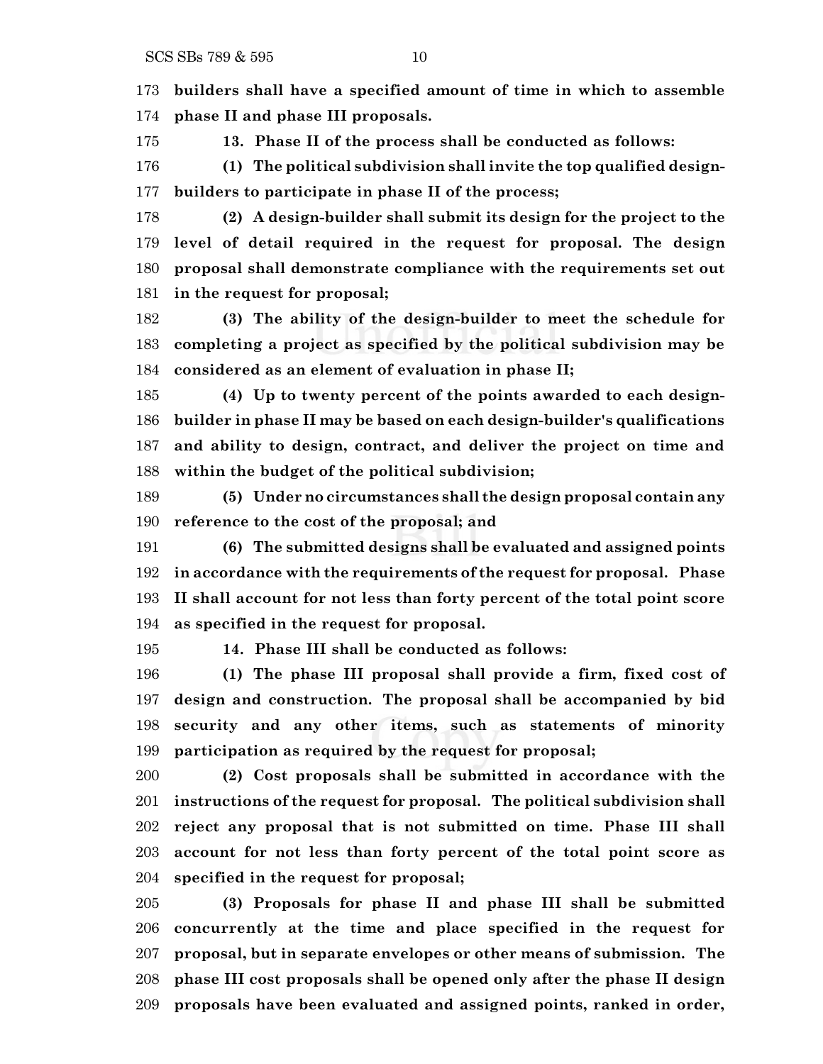**builders shall have a specified amount of time in which to assemble phase II and phase III proposals.**

**13. Phase II of the process shall be conducted as follows:**

**(1) The political subdivision shall invite the top qualified design-builders to participate in phase II of the process;**

**(2) A design-builder shall submit its design for the project to the level of detail required in the request for proposal. The design proposal shall demonstrate compliance with the requirements set out in the request for proposal;**

**(3) The ability of the design-builder to meet the schedule for completing a project as specified by the political subdivision may be considered as an element of evaluation in phase II;**

**(4) Up to twenty percent of the points awarded to each design-builder in phase II may be based on each design-builder's qualifications and ability to design, contract, and deliver the project on time and within the budget of the political subdivision;**

**(5) Under no circumstances shall the design proposal contain any reference to the cost of the proposal; and**

**(6) The submitted designs shall be evaluated and assigned points in accordance with the requirements of the request for proposal. Phase II shall account for not less than forty percent of the total point score as specified in the request for proposal.**

**14. Phase III shall be conducted as follows:**

**(1) The phase III proposal shall provide a firm, fixed cost of design and construction. The proposal shall be accompanied by bid security and any other items, such as statements of minority participation as required by the request for proposal;**

**(2) Cost proposals shall be submitted in accordance with the instructions of the request for proposal. The political subdivision shall reject any proposal that is not submitted on time. Phase III shall account for not less than forty percent of the total point score as specified in the request for proposal;**

**(3) Proposals for phase II and phase III shall be submitted concurrently at the time and place specified in the request for proposal, but in separate envelopes or other means of submission. The phase III cost proposals shall be opened only after the phase II design proposals have been evaluated and assigned points, ranked in order,**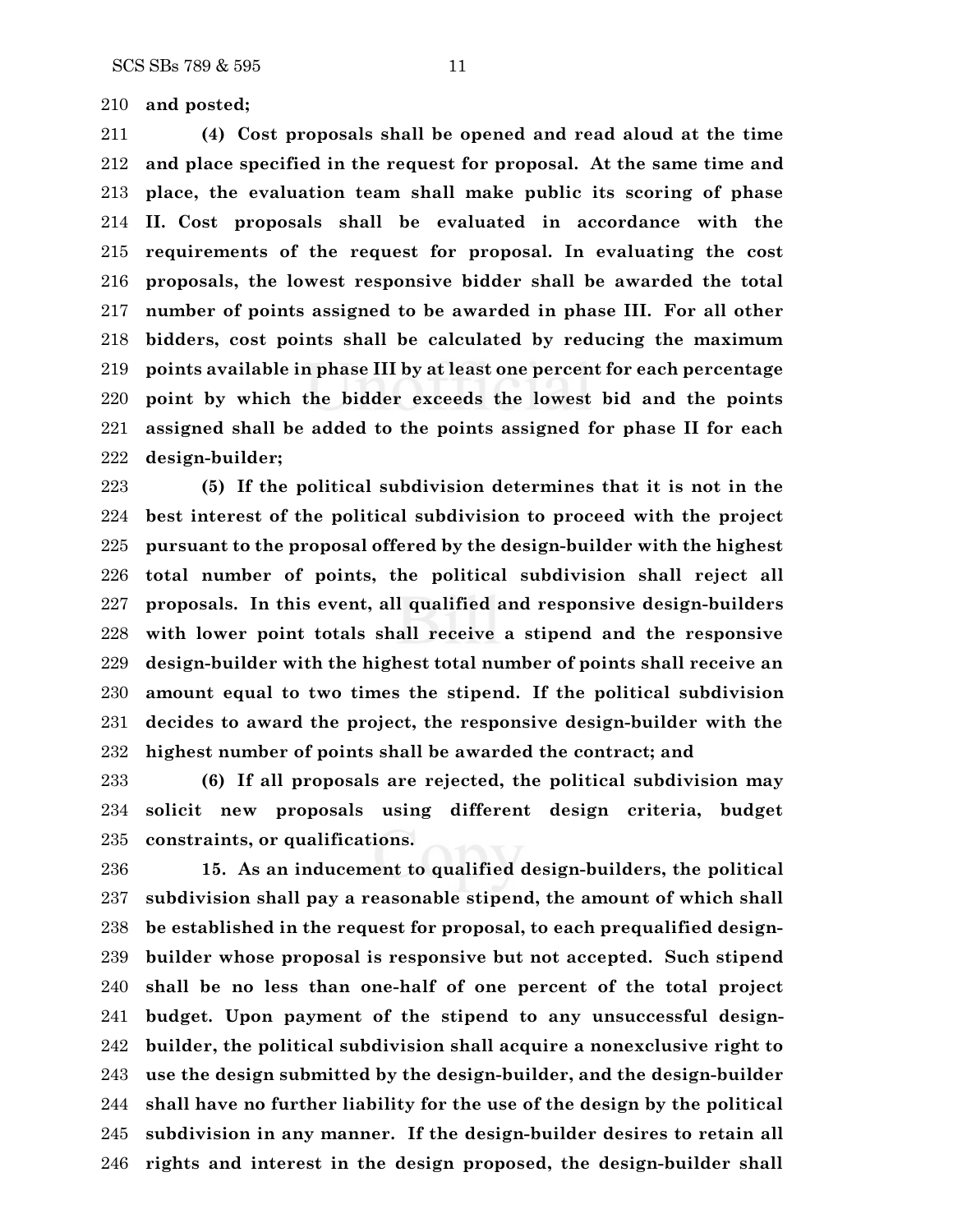**and posted;**

**(4) Cost proposals shall be opened and read aloud at the time and place specified in the request for proposal. At the same time and place, the evaluation team shall make public its scoring of phase II. Cost proposals shall be evaluated in accordance with the requirements of the request for proposal. In evaluating the cost proposals, the lowest responsive bidder shall be awarded the total number of points assigned to be awarded in phase III. For all other bidders, cost points shall be calculated by reducing the maximum points available in phase III by at least one percent for each percentage point by which the bidder exceeds the lowest bid and the points assigned shall be added to the points assigned for phase II for each design-builder;**

**(5) If the political subdivision determines that it is not in the best interest of the political subdivision to proceed with the project pursuant to the proposal offered by the design-builder with the highest total number of points, the political subdivision shall reject all proposals. In this event, all qualified and responsive design-builders with lower point totals shall receive a stipend and the responsive design-builder with the highest total number of points shall receive an amount equal to two times the stipend. If the political subdivision decides to award the project, the responsive design-builder with the highest number of points shall be awarded the contract; and**

**(6) If all proposals are rejected, the political subdivision may solicit new proposals using different design criteria, budget constraints, or qualifications.**

**15. As an inducement to qualified design-builders, the political subdivision shall pay a reasonable stipend, the amount of which shall be established in the request for proposal, to each prequalified design-builder whose proposal is responsive but not accepted. Such stipend shall be no less than one-half of one percent of the total project budget. Upon payment of the stipend to any unsuccessful design-builder, the political subdivision shall acquire a nonexclusive right to use the design submitted by the design-builder, and the design-builder shall have no further liability for the use of the design by the political subdivision in any manner. If the design-builder desires to retain all rights and interest in the design proposed, the design-builder shall**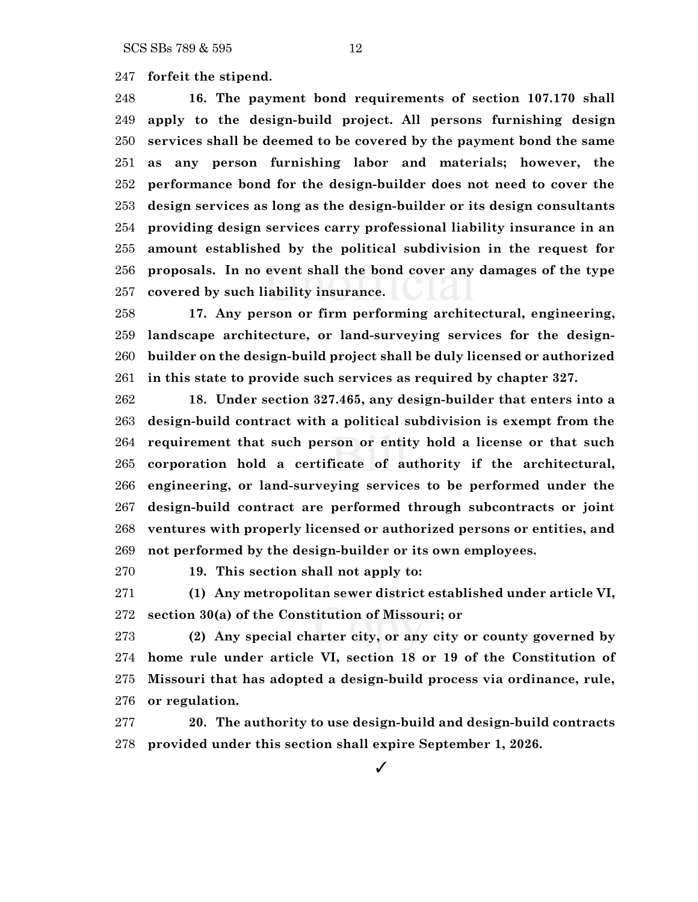**forfeit the stipend.**

**16. The payment bond requirements of section 107.170 shall apply to the design-build project. All persons furnishing design services shall be deemed to be covered by the payment bond the same as any person furnishing labor and materials; however, the performance bond for the design-builder does not need to cover the design services as long as the design-builder or its design consultants providing design services carry professional liability insurance in an amount established by the political subdivision in the request for proposals. In no event shall the bond cover any damages of the type covered by such liability insurance.**

**17. Any person or firm performing architectural, engineering, landscape architecture, or land-surveying services for the design-builder on the design-build project shall be duly licensed or authorized in this state to provide such services as required by chapter 327.**

**18. Under section 327.465, any design-builder that enters into a design-build contract with a political subdivision is exempt from the requirement that such person or entity hold a license or that such corporation hold a certificate of authority if the architectural, engineering, or land-surveying services to be performed under the design-build contract are performed through subcontracts or joint ventures with properly licensed or authorized persons or entities, and not performed by the design-builder or its own employees.**

**19. This section shall not apply to:**

**(1) Any metropolitan sewer district established under article VI, section 30(a) of the Constitution of Missouri; or**

**(2) Any special charter city, or any city or county governed by home rule under article VI, section 18 or 19 of the Constitution of Missouri that has adopted a design-build process via ordinance, rule, or regulation.**

**20. The authority to use design-build and design-build contracts provided under this section shall expire September 1, 2026.**

✓